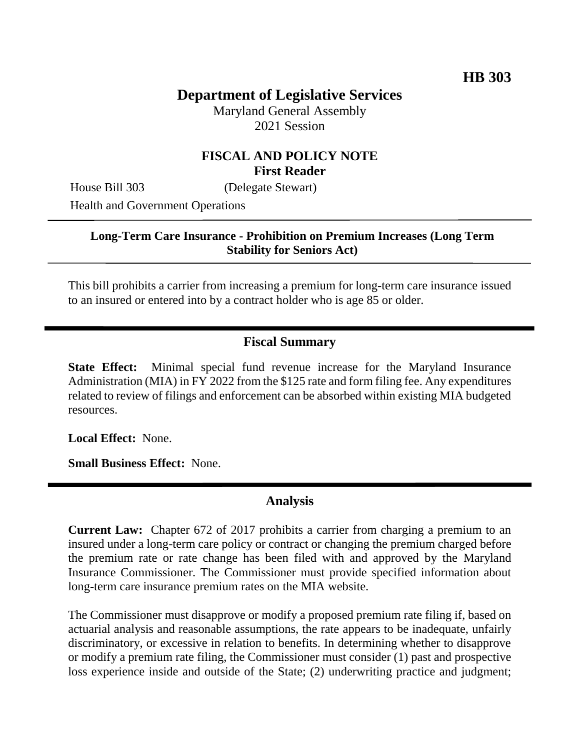**HB 303**

# Department of Legislative Services

Maryland General Assembly
2021 Session

## FISCAL AND POLICY NOTE
**First Reader**

House Bill 303 (Delegate Stewart)
Health and Government Operations

**Long-Term Care Insurance - Prohibition on Premium Increases (Long Term Stability for Seniors Act)**

This bill prohibits a carrier from increasing a premium for long-term care insurance issued to an insured or entered into by a contract holder who is age 85 or older.

## Fiscal Summary

**State Effect:** Minimal special fund revenue increase for the Maryland Insurance Administration (MIA) in FY 2022 from the $125 rate and form filing fee. Any expenditures related to review of filings and enforcement can be absorbed within existing MIA budgeted resources.

**Local Effect:** None.

**Small Business Effect:** None.

## Analysis

**Current Law:** Chapter 672 of 2017 prohibits a carrier from charging a premium to an insured under a long-term care policy or contract or changing the premium charged before the premium rate or rate change has been filed with and approved by the Maryland Insurance Commissioner. The Commissioner must provide specified information about long-term care insurance premium rates on the MIA website.

The Commissioner must disapprove or modify a proposed premium rate filing if, based on actuarial analysis and reasonable assumptions, the rate appears to be inadequate, unfairly discriminatory, or excessive in relation to benefits. In determining whether to disapprove or modify a premium rate filing, the Commissioner must consider (1) past and prospective loss experience inside and outside of the State; (2) underwriting practice and judgment;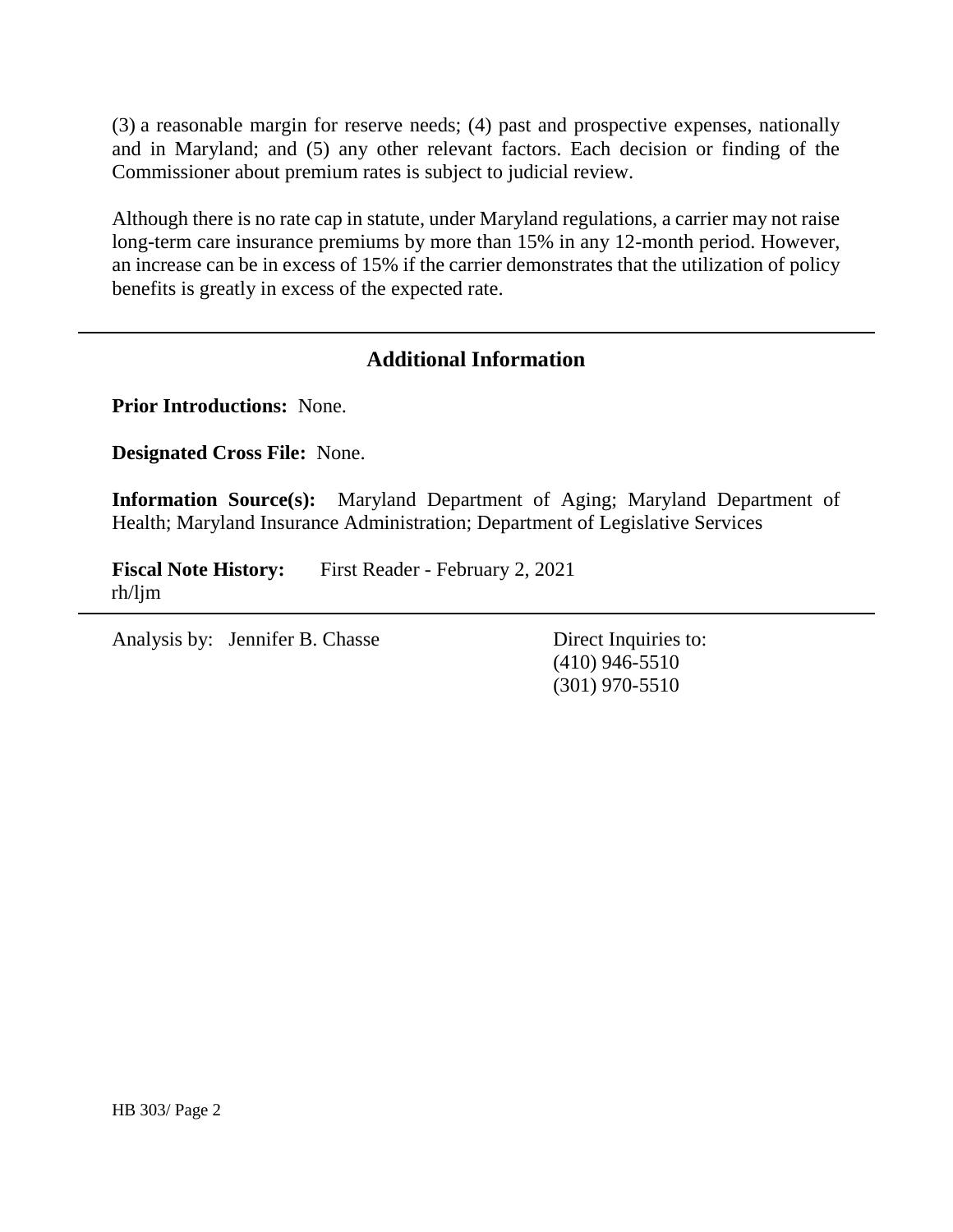(3) a reasonable margin for reserve needs; (4) past and prospective expenses, nationally and in Maryland; and (5) any other relevant factors. Each decision or finding of the Commissioner about premium rates is subject to judicial review.

Although there is no rate cap in statute, under Maryland regulations, a carrier may not raise long-term care insurance premiums by more than 15% in any 12-month period. However, an increase can be in excess of 15% if the carrier demonstrates that the utilization of policy benefits is greatly in excess of the expected rate.

## Additional Information

**Prior Introductions:** None.

**Designated Cross File:** None.

**Information Source(s):** Maryland Department of Aging; Maryland Department of Health; Maryland Insurance Administration; Department of Legislative Services

**Fiscal Note History:** First Reader - February 2, 2021
rh/ljm

Analysis by: Jennifer B. Chasse

Direct Inquiries to:
(410) 946-5510
(301) 970-5510